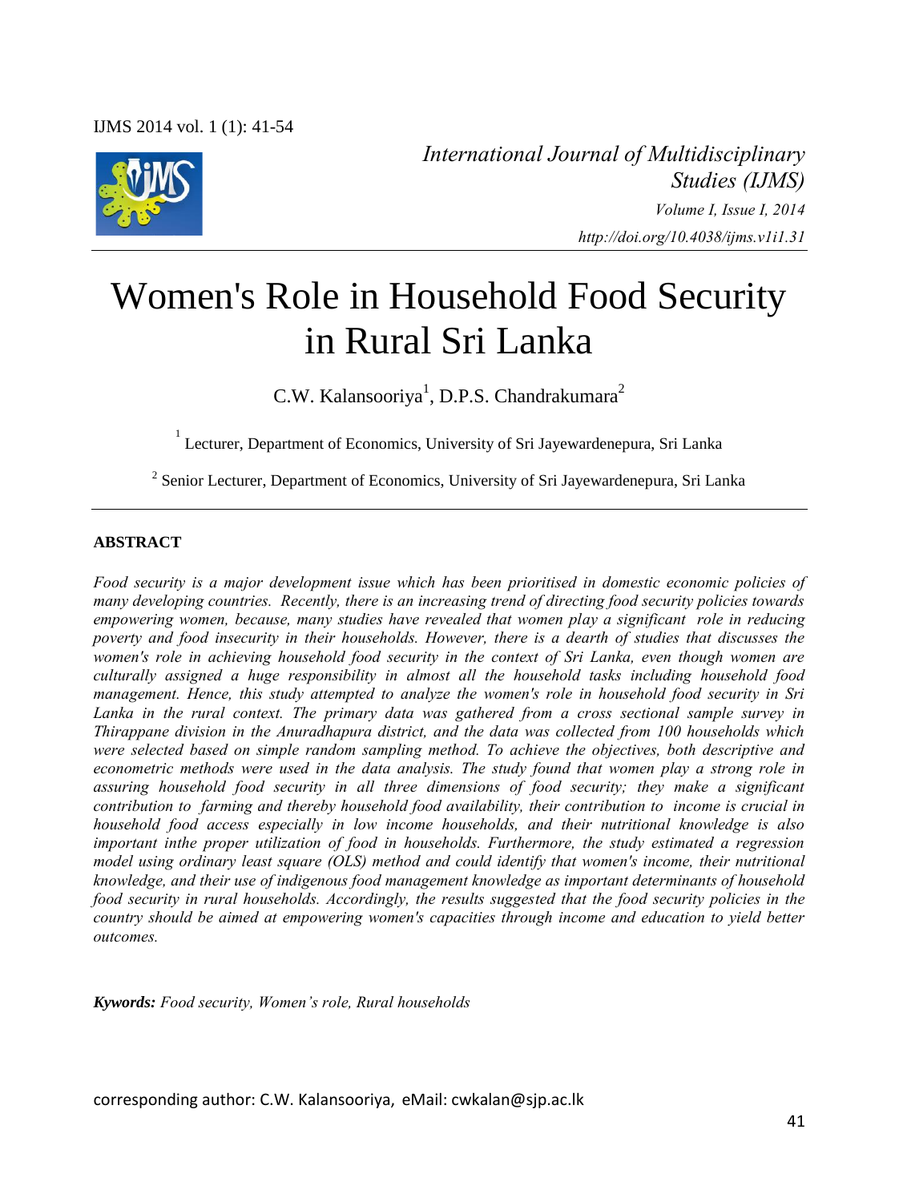*International Journal of Multidisciplinary Studies (IJMS)*
*Volume I, Issue I, 2014*
*http://doi.org/10.4038/ijms.v1i1.31*

# Women's Role in Household Food Security in Rural Sri Lanka

C.W. Kalansooriya[1], D.P.S. Chandrakumara[2]

[1] Lecturer, Department of Economics, University of Sri Jayewardenepura, Sri Lanka

[2] Senior Lecturer, Department of Economics, University of Sri Jayewardenepura, Sri Lanka

**ABSTRACT**

*Food security is a major development issue which has been prioritised in domestic economic policies of many developing countries. Recently, there is an increasing trend of directing food security policies towards empowering women, because, many studies have revealed that women play a significant role in reducing poverty and food insecurity in their households. However, there is a dearth of studies that discusses the women's role in achieving household food security in the context of Sri Lanka, even though women are culturally assigned a huge responsibility in almost all the household tasks including household food management. Hence, this study attempted to analyze the women's role in household food security in Sri Lanka in the rural context. The primary data was gathered from a cross sectional sample survey in Thirappane division in the Anuradhapura district, and the data was collected from 100 households which were selected based on simple random sampling method. To achieve the objectives, both descriptive and econometric methods were used in the data analysis. The study found that women play a strong role in assuring household food security in all three dimensions of food security; they make a significant contribution to farming and thereby household food availability, their contribution to income is crucial in household food access especially in low income households, and their nutritional knowledge is also important inthe proper utilization of food in households. Furthermore, the study estimated a regression model using ordinary least square (OLS) method and could identify that women's income, their nutritional knowledge, and their use of indigenous food management knowledge as important determinants of household food security in rural households. Accordingly, the results suggested that the food security policies in the country should be aimed at empowering women's capacities through income and education to yield better outcomes.*

***Kywords:*** *Food security, Women's role, Rural households*

corresponding author: C.W. Kalansooriya, eMail: cwkalan@sjp.ac.lk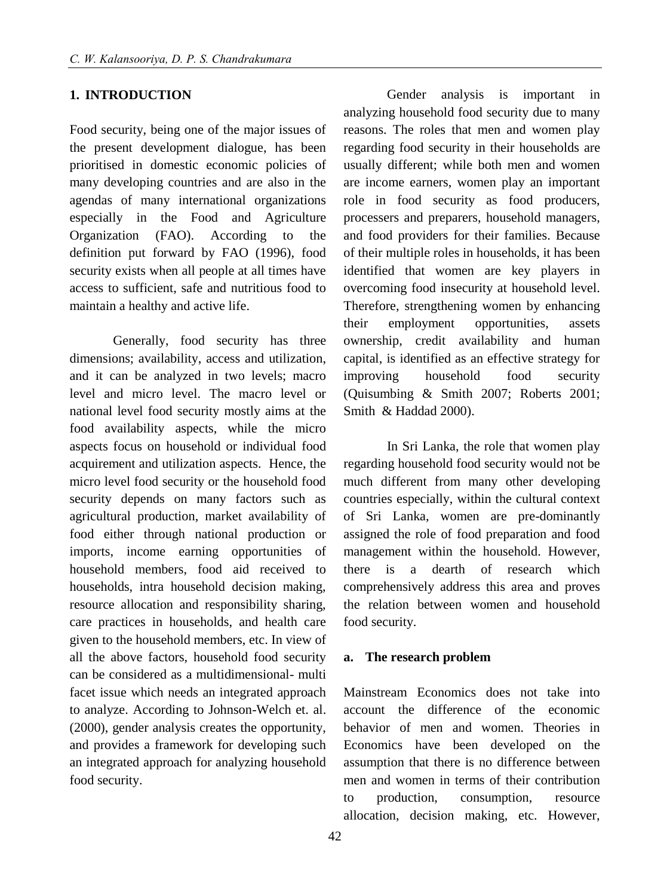## 1. INTRODUCTION

Food security, being one of the major issues of the present development dialogue, has been prioritised in domestic economic policies of many developing countries and are also in the agendas of many international organizations especially in the Food and Agriculture Organization (FAO). According to the definition put forward by FAO (1996), food security exists when all people at all times have access to sufficient, safe and nutritious food to maintain a healthy and active life.

Generally, food security has three dimensions; availability, access and utilization, and it can be analyzed in two levels; macro level and micro level. The macro level or national level food security mostly aims at the food availability aspects, while the micro aspects focus on household or individual food acquirement and utilization aspects. Hence, the micro level food security or the household food security depends on many factors such as agricultural production, market availability of food either through national production or imports, income earning opportunities of household members, food aid received to households, intra household decision making, resource allocation and responsibility sharing, care practices in households, and health care given to the household members, etc. In view of all the above factors, household food security can be considered as a multidimensional- multi facet issue which needs an integrated approach to analyze. According to Johnson-Welch et. al. (2000), gender analysis creates the opportunity, and provides a framework for developing such an integrated approach for analyzing household food security.

Gender analysis is important in analyzing household food security due to many reasons. The roles that men and women play regarding food security in their households are usually different; while both men and women are income earners, women play an important role in food security as food producers, processers and preparers, household managers, and food providers for their families. Because of their multiple roles in households, it has been identified that women are key players in overcoming food insecurity at household level. Therefore, strengthening women by enhancing their employment opportunities, assets ownership, credit availability and human capital, is identified as an effective strategy for improving household food security (Quisumbing & Smith 2007; Roberts 2001; Smith & Haddad 2000).

In Sri Lanka, the role that women play regarding household food security would not be much different from many other developing countries especially, within the cultural context of Sri Lanka, women are pre-dominantly assigned the role of food preparation and food management within the household. However, there is a dearth of research which comprehensively address this area and proves the relation between women and household food security.

### a. The research problem

Mainstream Economics does not take into account the difference of the economic behavior of men and women. Theories in Economics have been developed on the assumption that there is no difference between men and women in terms of their contribution to production, consumption, resource allocation, decision making, etc. However,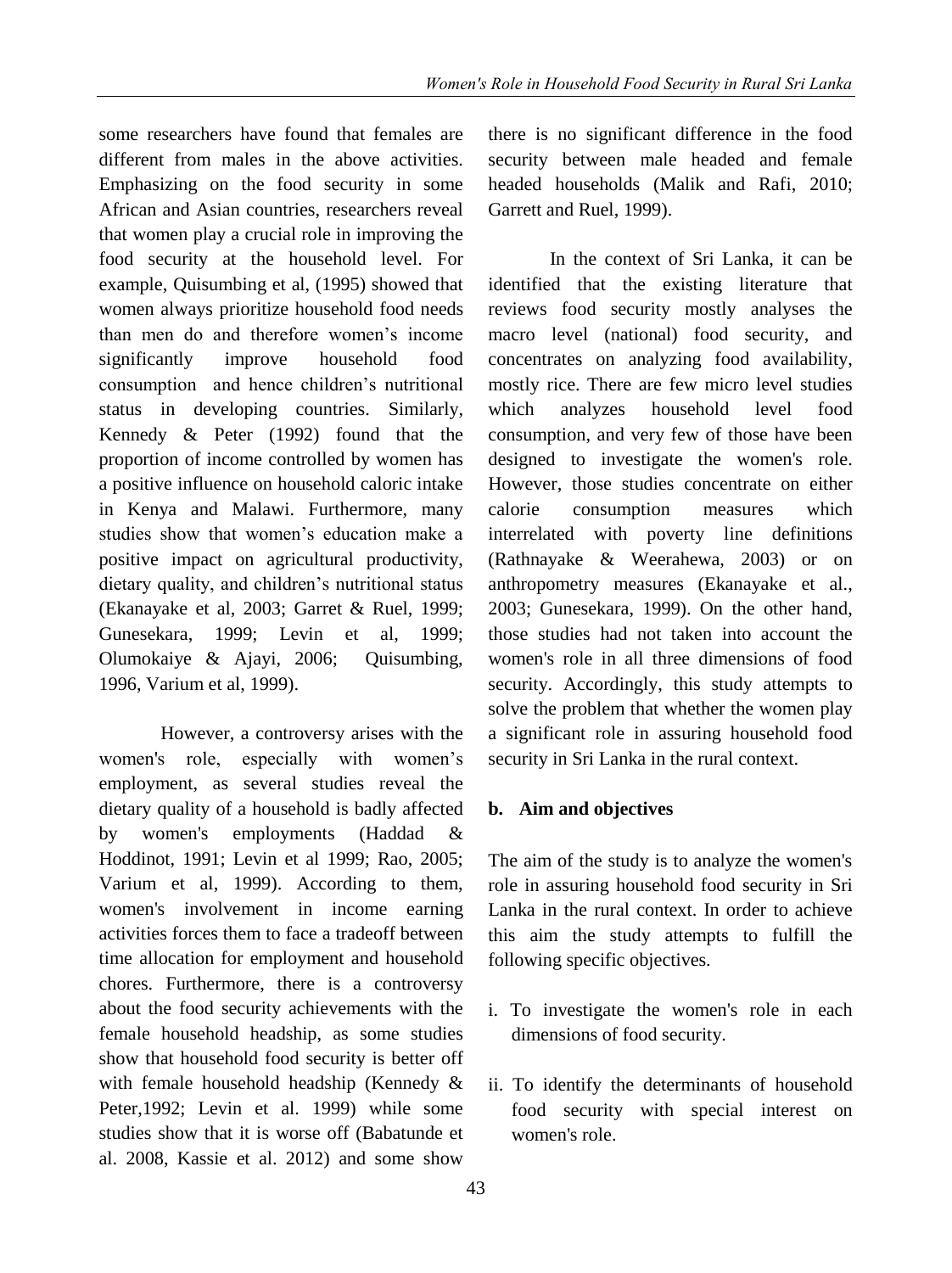some researchers have found that females are different from males in the above activities. Emphasizing on the food security in some African and Asian countries, researchers reveal that women play a crucial role in improving the food security at the household level. For example, Quisumbing et al, (1995) showed that women always prioritize household food needs than men do and therefore women's income significantly improve household food consumption and hence children's nutritional status in developing countries. Similarly, Kennedy & Peter (1992) found that the proportion of income controlled by women has a positive influence on household caloric intake in Kenya and Malawi. Furthermore, many studies show that women's education make a positive impact on agricultural productivity, dietary quality, and children's nutritional status (Ekanayake et al, 2003; Garret & Ruel, 1999; Gunesekara, 1999; Levin et al, 1999; Olumokaiye & Ajayi, 2006; Quisumbing, 1996, Varium et al, 1999).

However, a controversy arises with the women's role, especially with women's employment, as several studies reveal the dietary quality of a household is badly affected by women's employments (Haddad & Hoddinot, 1991; Levin et al 1999; Rao, 2005; Varium et al, 1999). According to them, women's involvement in income earning activities forces them to face a tradeoff between time allocation for employment and household chores. Furthermore, there is a controversy about the food security achievements with the female household headship, as some studies show that household food security is better off with female household headship (Kennedy & Peter,1992; Levin et al. 1999) while some studies show that it is worse off (Babatunde et al. 2008, Kassie et al. 2012) and some show there is no significant difference in the food security between male headed and female headed households (Malik and Rafi, 2010; Garrett and Ruel, 1999).

In the context of Sri Lanka, it can be identified that the existing literature that reviews food security mostly analyses the macro level (national) food security, and concentrates on analyzing food availability, mostly rice. There are few micro level studies which analyzes household level food consumption, and very few of those have been designed to investigate the women's role. However, those studies concentrate on either calorie consumption measures which interrelated with poverty line definitions (Rathnayake & Weerahewa, 2003) or on anthropometry measures (Ekanayake et al., 2003; Gunesekara, 1999). On the other hand, those studies had not taken into account the women's role in all three dimensions of food security. Accordingly, this study attempts to solve the problem that whether the women play a significant role in assuring household food security in Sri Lanka in the rural context.

### b. Aim and objectives

The aim of the study is to analyze the women's role in assuring household food security in Sri Lanka in the rural context. In order to achieve this aim the study attempts to fulfill the following specific objectives.

i. To investigate the women's role in each dimensions of food security.

ii. To identify the determinants of household food security with special interest on women's role.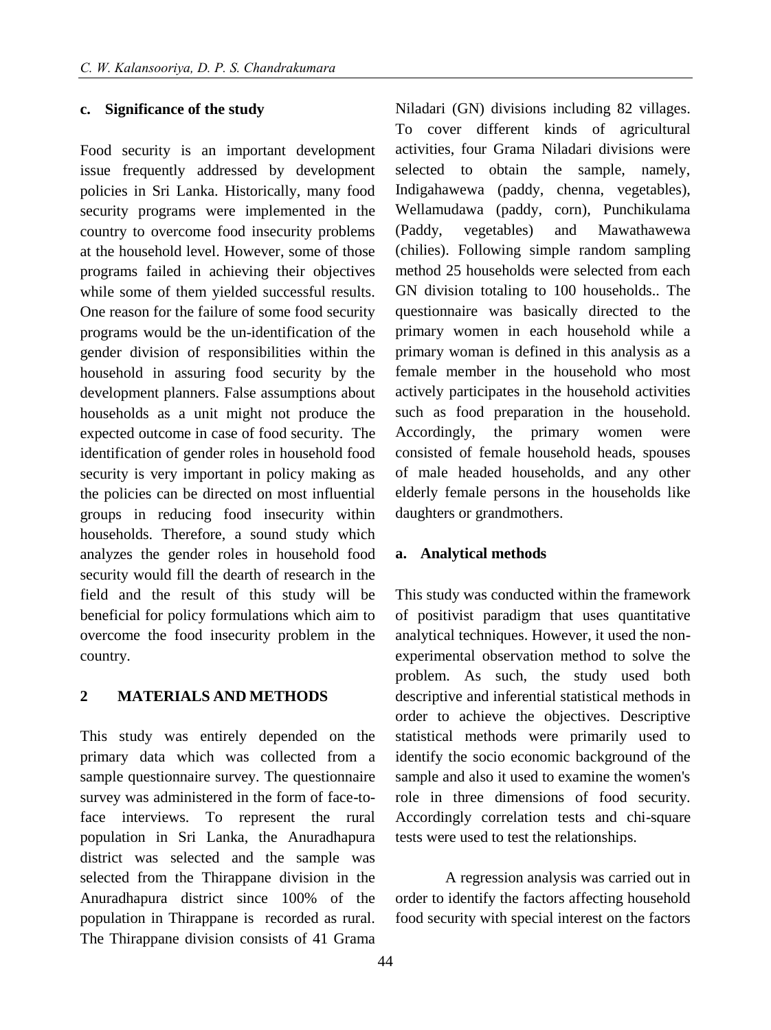### c. Significance of the study

Food security is an important development issue frequently addressed by development policies in Sri Lanka. Historically, many food security programs were implemented in the country to overcome food insecurity problems at the household level. However, some of those programs failed in achieving their objectives while some of them yielded successful results. One reason for the failure of some food security programs would be the un-identification of the gender division of responsibilities within the household in assuring food security by the development planners. False assumptions about households as a unit might not produce the expected outcome in case of food security. The identification of gender roles in household food security is very important in policy making as the policies can be directed on most influential groups in reducing food insecurity within households. Therefore, a sound study which analyzes the gender roles in household food security would fill the dearth of research in the field and the result of this study will be beneficial for policy formulations which aim to overcome the food insecurity problem in the country.

## 2 MATERIALS AND METHODS

This study was entirely depended on the primary data which was collected from a sample questionnaire survey. The questionnaire survey was administered in the form of face-to-face interviews. To represent the rural population in Sri Lanka, the Anuradhapura district was selected and the sample was selected from the Thirappane division in the Anuradhapura district since 100% of the population in Thirappane is recorded as rural. The Thirappane division consists of 41 Grama Niladari (GN) divisions including 82 villages. To cover different kinds of agricultural activities, four Grama Niladari divisions were selected to obtain the sample, namely, Indigahawewa (paddy, chenna, vegetables), Wellamudawa (paddy, corn), Punchikulama (Paddy, vegetables) and Mawathawewa (chilies). Following simple random sampling method 25 households were selected from each GN division totaling to 100 households.. The questionnaire was basically directed to the primary women in each household while a primary woman is defined in this analysis as a female member in the household who most actively participates in the household activities such as food preparation in the household. Accordingly, the primary women were consisted of female household heads, spouses of male headed households, and any other elderly female persons in the households like daughters or grandmothers.

### a. Analytical methods

This study was conducted within the framework of positivist paradigm that uses quantitative analytical techniques. However, it used the non-experimental observation method to solve the problem. As such, the study used both descriptive and inferential statistical methods in order to achieve the objectives. Descriptive statistical methods were primarily used to identify the socio economic background of the sample and also it used to examine the women's role in three dimensions of food security. Accordingly correlation tests and chi-square tests were used to test the relationships.

A regression analysis was carried out in order to identify the factors affecting household food security with special interest on the factors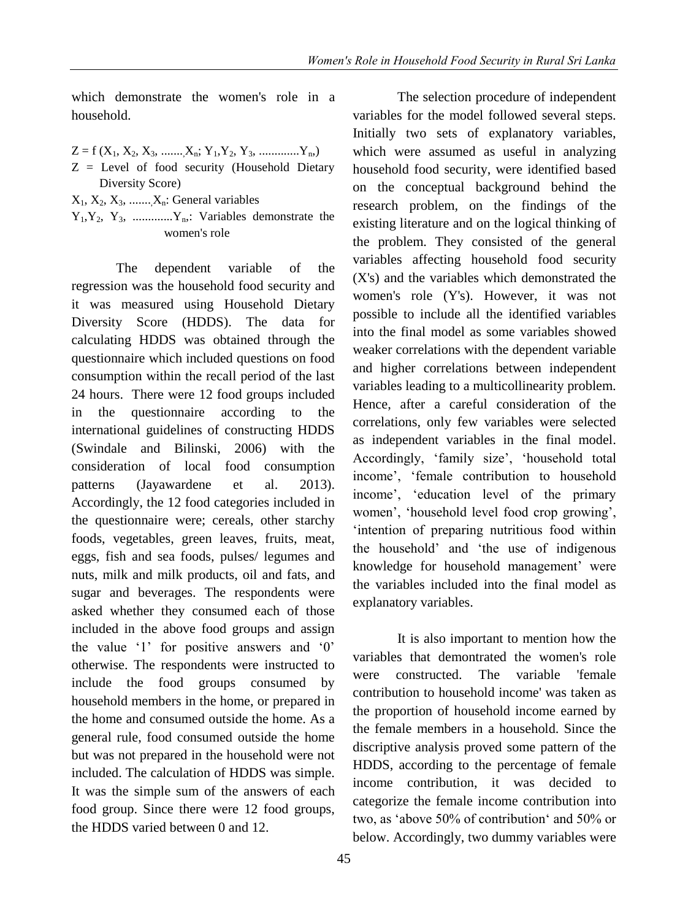which demonstrate the women's role in a household.

$Z = f (X_1, X_2, X_3, \ldots\ldots, X_n; Y_1, Y_2, Y_3, \ldots\ldots\ldots\ldots Y_n)$

$Z$ = Level of food security (Household Dietary Diversity Score)

$X_1, X_2, X_3, \ldots\ldots, X_n$: General variables

$Y_1, Y_2, Y_3, \ldots\ldots\ldots\ldots Y_n$: Variables demonstrate the women's role

The dependent variable of the regression was the household food security and it was measured using Household Dietary Diversity Score (HDDS). The data for calculating HDDS was obtained through the questionnaire which included questions on food consumption within the recall period of the last 24 hours. There were 12 food groups included in the questionnaire according to the international guidelines of constructing HDDS (Swindale and Bilinski, 2006) with the consideration of local food consumption patterns (Jayawardene et al. 2013). Accordingly, the 12 food categories included in the questionnaire were; cereals, other starchy foods, vegetables, green leaves, fruits, meat, eggs, fish and sea foods, pulses/ legumes and nuts, milk and milk products, oil and fats, and sugar and beverages. The respondents were asked whether they consumed each of those included in the above food groups and assign the value '1' for positive answers and '0' otherwise. The respondents were instructed to include the food groups consumed by household members in the home, or prepared in the home and consumed outside the home. As a general rule, food consumed outside the home but was not prepared in the household were not included. The calculation of HDDS was simple. It was the simple sum of the answers of each food group. Since there were 12 food groups, the HDDS varied between 0 and 12.

The selection procedure of independent variables for the model followed several steps. Initially two sets of explanatory variables, which were assumed as useful in analyzing household food security, were identified based on the conceptual background behind the research problem, on the findings of the existing literature and on the logical thinking of the problem. They consisted of the general variables affecting household food security (X's) and the variables which demonstrated the women's role (Y's). However, it was not possible to include all the identified variables into the final model as some variables showed weaker correlations with the dependent variable and higher correlations between independent variables leading to a multicollinearity problem. Hence, after a careful consideration of the correlations, only few variables were selected as independent variables in the final model. Accordingly, 'family size', 'household total income', 'female contribution to household income', 'education level of the primary women', 'household level food crop growing', 'intention of preparing nutritious food within the household' and 'the use of indigenous knowledge for household management' were the variables included into the final model as explanatory variables.

It is also important to mention how the variables that demontrated the women's role were constructed. The variable 'female contribution to household income' was taken as the proportion of household income earned by the female members in a household. Since the discriptive analysis proved some pattern of the HDDS, according to the percentage of female income contribution, it was decided to categorize the female income contribution into two, as 'above 50% of contribution' and 50% or below. Accordingly, two dummy variables were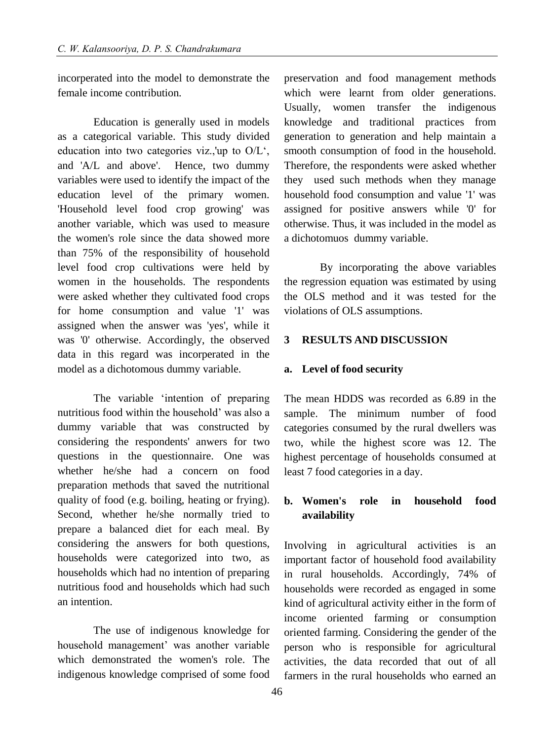incorperated into the model to demonstrate the female income contribution.

Education is generally used in models as a categorical variable. This study divided education into two categories viz.,'up to O/L‘, and 'A/L and above'. Hence, two dummy variables were used to identify the impact of the education level of the primary women. 'Household level food crop growing' was another variable, which was used to measure the women's role since the data showed more than 75% of the responsibility of household level food crop cultivations were held by women in the households. The respondents were asked whether they cultivated food crops for home consumption and value '1' was assigned when the answer was 'yes', while it was '0' otherwise. Accordingly, the observed data in this regard was incorperated in the model as a dichotomous dummy variable.

The variable ‘intention of preparing nutritious food within the household’ was also a dummy variable that was constructed by considering the respondents' anwers for two questions in the questionnaire. One was whether he/she had a concern on food preparation methods that saved the nutritional quality of food (e.g. boiling, heating or frying). Second, whether he/she normally tried to prepare a balanced diet for each meal. By considering the answers for both questions, households were categorized into two, as households which had no intention of preparing nutritious food and households which had such an intention.

The use of indigenous knowledge for household management’ was another variable which demonstrated the women's role. The indigenous knowledge comprised of some food preservation and food management methods which were learnt from older generations. Usually, women transfer the indigenous knowledge and traditional practices from generation to generation and help maintain a smooth consumption of food in the household. Therefore, the respondents were asked whether they used such methods when they manage household food consumption and value '1' was assigned for positive answers while '0' for otherwise. Thus, it was included in the model as a dichotomuos dummy variable.

By incorporating the above variables the regression equation was estimated by using the OLS method and it was tested for the violations of OLS assumptions.

## 3 RESULTS AND DISCUSSION

### a. Level of food security

The mean HDDS was recorded as 6.89 in the sample. The minimum number of food categories consumed by the rural dwellers was two, while the highest score was 12. The highest percentage of households consumed at least 7 food categories in a day.

### b. Women's role in household food availability

Involving in agricultural activities is an important factor of household food availability in rural households. Accordingly, 74% of households were recorded as engaged in some kind of agricultural activity either in the form of income oriented farming or consumption oriented farming. Considering the gender of the person who is responsible for agricultural activities, the data recorded that out of all farmers in the rural households who earned an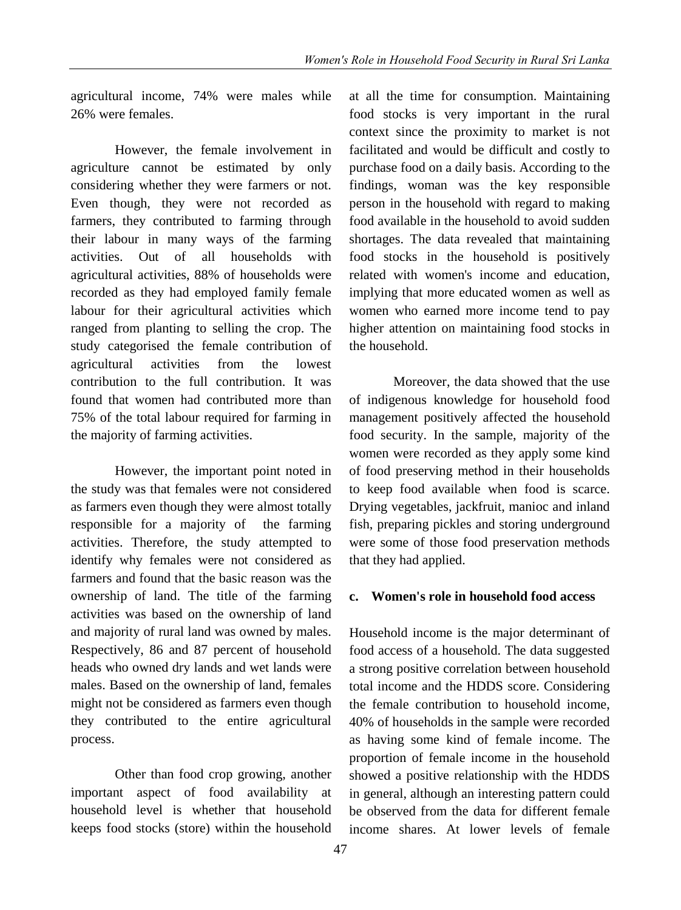agricultural income, 74% were males while 26% were females.

However, the female involvement in agriculture cannot be estimated by only considering whether they were farmers or not. Even though, they were not recorded as farmers, they contributed to farming through their labour in many ways of the farming activities. Out of all households with agricultural activities, 88% of households were recorded as they had employed family female labour for their agricultural activities which ranged from planting to selling the crop. The study categorised the female contribution of agricultural activities from the lowest contribution to the full contribution. It was found that women had contributed more than 75% of the total labour required for farming in the majority of farming activities.

However, the important point noted in the study was that females were not considered as farmers even though they were almost totally responsible for a majority of the farming activities. Therefore, the study attempted to identify why females were not considered as farmers and found that the basic reason was the ownership of land. The title of the farming activities was based on the ownership of land and majority of rural land was owned by males. Respectively, 86 and 87 percent of household heads who owned dry lands and wet lands were males. Based on the ownership of land, females might not be considered as farmers even though they contributed to the entire agricultural process.

Other than food crop growing, another important aspect of food availability at household level is whether that household keeps food stocks (store) within the household at all the time for consumption. Maintaining food stocks is very important in the rural context since the proximity to market is not facilitated and would be difficult and costly to purchase food on a daily basis. According to the findings, woman was the key responsible person in the household with regard to making food available in the household to avoid sudden shortages. The data revealed that maintaining food stocks in the household is positively related with women's income and education, implying that more educated women as well as women who earned more income tend to pay higher attention on maintaining food stocks in the household.

Moreover, the data showed that the use of indigenous knowledge for household food management positively affected the household food security. In the sample, majority of the women were recorded as they apply some kind of food preserving method in their households to keep food available when food is scarce. Drying vegetables, jackfruit, manioc and inland fish, preparing pickles and storing underground were some of those food preservation methods that they had applied.

### c. Women's role in household food access

Household income is the major determinant of food access of a household. The data suggested a strong positive correlation between household total income and the HDDS score. Considering the female contribution to household income, 40% of households in the sample were recorded as having some kind of female income. The proportion of female income in the household showed a positive relationship with the HDDS in general, although an interesting pattern could be observed from the data for different female income shares. At lower levels of female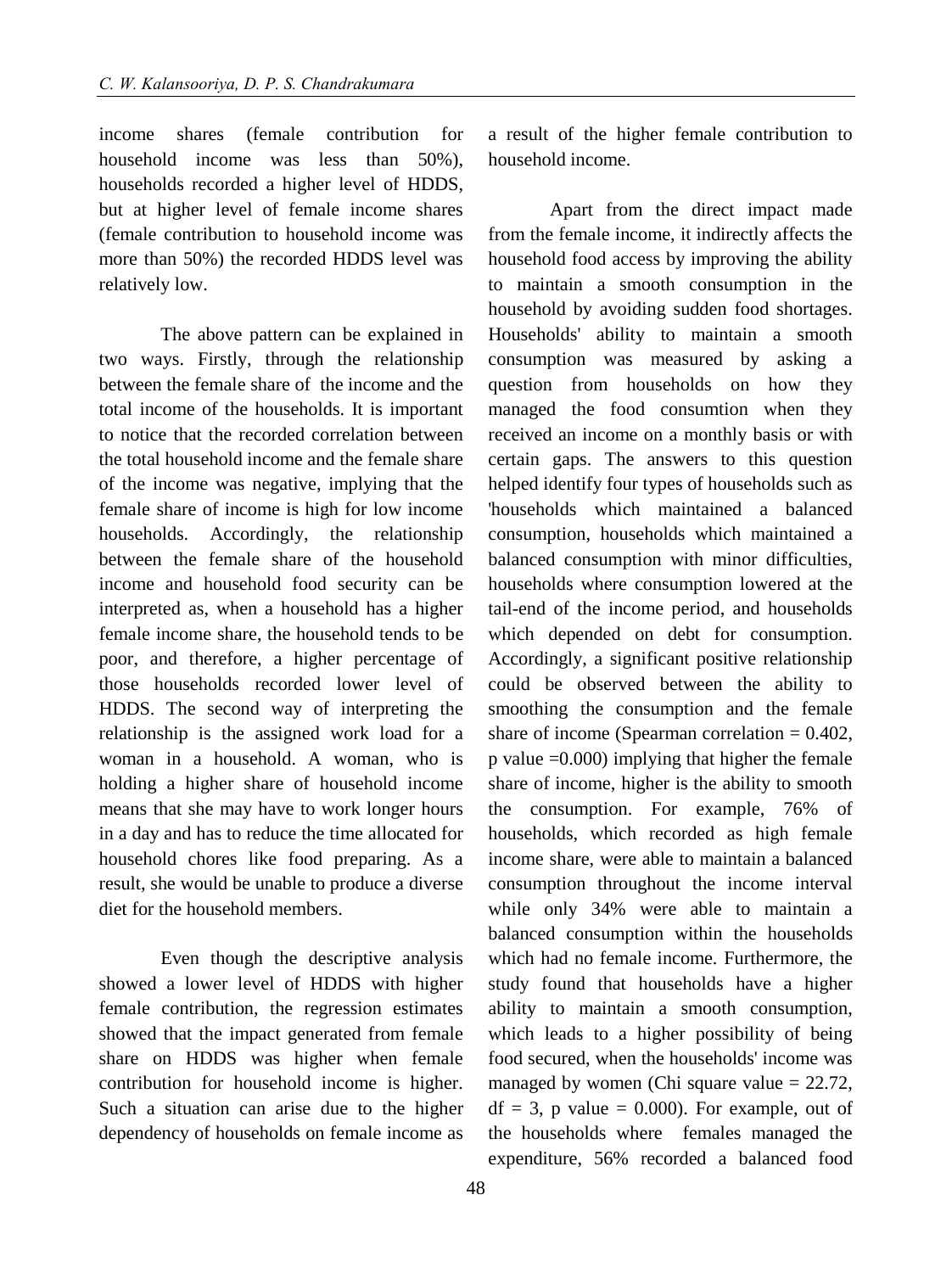income shares (female contribution for household income was less than 50%), households recorded a higher level of HDDS, but at higher level of female income shares (female contribution to household income was more than 50%) the recorded HDDS level was relatively low.

The above pattern can be explained in two ways. Firstly, through the relationship between the female share of the income and the total income of the households. It is important to notice that the recorded correlation between the total household income and the female share of the income was negative, implying that the female share of income is high for low income households. Accordingly, the relationship between the female share of the household income and household food security can be interpreted as, when a household has a higher female income share, the household tends to be poor, and therefore, a higher percentage of those households recorded lower level of HDDS. The second way of interpreting the relationship is the assigned work load for a woman in a household. A woman, who is holding a higher share of household income means that she may have to work longer hours in a day and has to reduce the time allocated for household chores like food preparing. As a result, she would be unable to produce a diverse diet for the household members.

Even though the descriptive analysis showed a lower level of HDDS with higher female contribution, the regression estimates showed that the impact generated from female share on HDDS was higher when female contribution for household income is higher. Such a situation can arise due to the higher dependency of households on female income as a result of the higher female contribution to household income.

Apart from the direct impact made from the female income, it indirectly affects the household food access by improving the ability to maintain a smooth consumption in the household by avoiding sudden food shortages. Households' ability to maintain a smooth consumption was measured by asking a question from households on how they managed the food consumtion when they received an income on a monthly basis or with certain gaps. The answers to this question helped identify four types of households such as 'households which maintained a balanced consumption, households which maintained a balanced consumption with minor difficulties, households where consumption lowered at the tail-end of the income period, and households which depended on debt for consumption. Accordingly, a significant positive relationship could be observed between the ability to smoothing the consumption and the female share of income (Spearman correlation = 0.402, p value =0.000) implying that higher the female share of income, higher is the ability to smooth the consumption. For example, 76% of households, which recorded as high female income share, were able to maintain a balanced consumption throughout the income interval while only 34% were able to maintain a balanced consumption within the households which had no female income. Furthermore, the study found that households have a higher ability to maintain a smooth consumption, which leads to a higher possibility of being food secured, when the households' income was managed by women (Chi square value = 22.72, df = 3, p value = 0.000). For example, out of the households where females managed the expenditure, 56% recorded a balanced food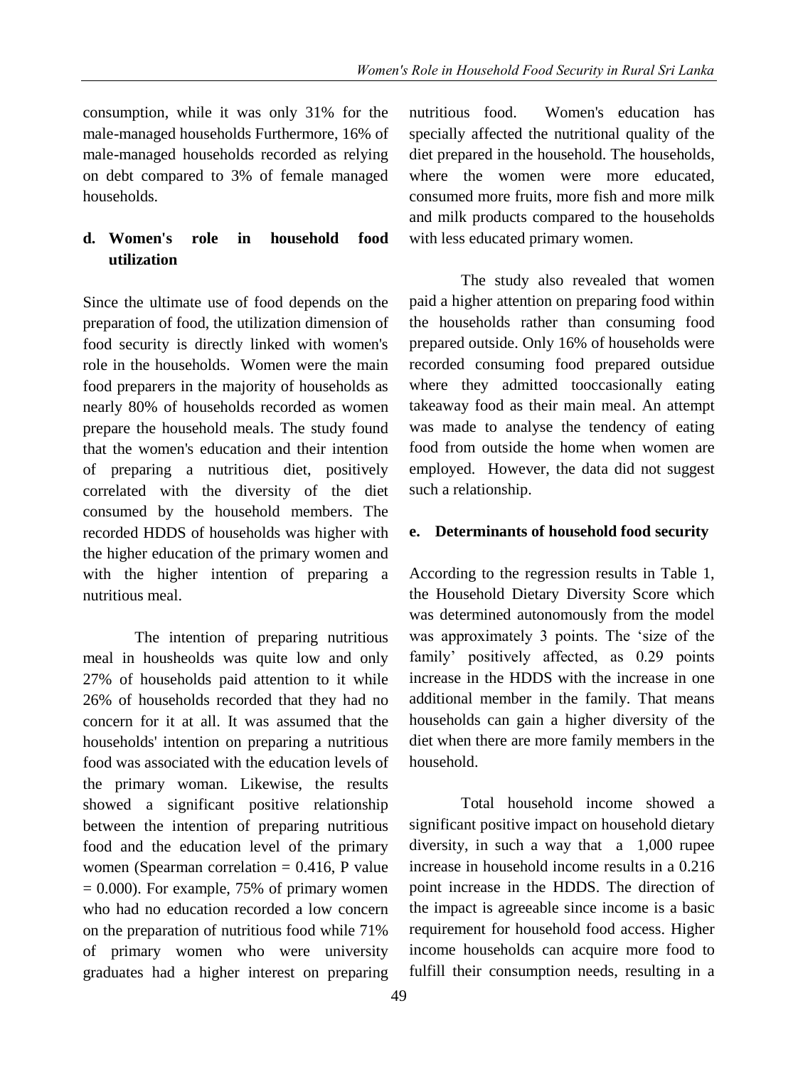consumption, while it was only 31% for the male-managed households Furthermore, 16% of male-managed households recorded as relying on debt compared to 3% of female managed households.

### d. Women's role in household food utilization

Since the ultimate use of food depends on the preparation of food, the utilization dimension of food security is directly linked with women's role in the households. Women were the main food preparers in the majority of households as nearly 80% of households recorded as women prepare the household meals. The study found that the women's education and their intention of preparing a nutritious diet, positively correlated with the diversity of the diet consumed by the household members. The recorded HDDS of households was higher with the higher education of the primary women and with the higher intention of preparing a nutritious meal.

The intention of preparing nutritious meal in housheolds was quite low and only 27% of households paid attention to it while 26% of households recorded that they had no concern for it at all. It was assumed that the households' intention on preparing a nutritious food was associated with the education levels of the primary woman. Likewise, the results showed a significant positive relationship between the intention of preparing nutritious food and the education level of the primary women (Spearman correlation = 0.416, P value = 0.000). For example, 75% of primary women who had no education recorded a low concern on the preparation of nutritious food while 71% of primary women who were university graduates had a higher interest on preparing nutritious food. Women's education has specially affected the nutritional quality of the diet prepared in the household. The households, where the women were more educated, consumed more fruits, more fish and more milk and milk products compared to the households with less educated primary women.

The study also revealed that women paid a higher attention on preparing food within the households rather than consuming food prepared outside. Only 16% of households were recorded consuming food prepared outsidue where they admitted tooccasionally eating takeaway food as their main meal. An attempt was made to analyse the tendency of eating food from outside the home when women are employed. However, the data did not suggest such a relationship.

### e. Determinants of household food security

According to the regression results in Table 1, the Household Dietary Diversity Score which was determined autonomously from the model was approximately 3 points. The 'size of the family' positively affected, as 0.29 points increase in the HDDS with the increase in one additional member in the family. That means households can gain a higher diversity of the diet when there are more family members in the household.

Total household income showed a significant positive impact on household dietary diversity, in such a way that a 1,000 rupee increase in household income results in a 0.216 point increase in the HDDS. The direction of the impact is agreeable since income is a basic requirement for household food access. Higher income households can acquire more food to fulfill their consumption needs, resulting in a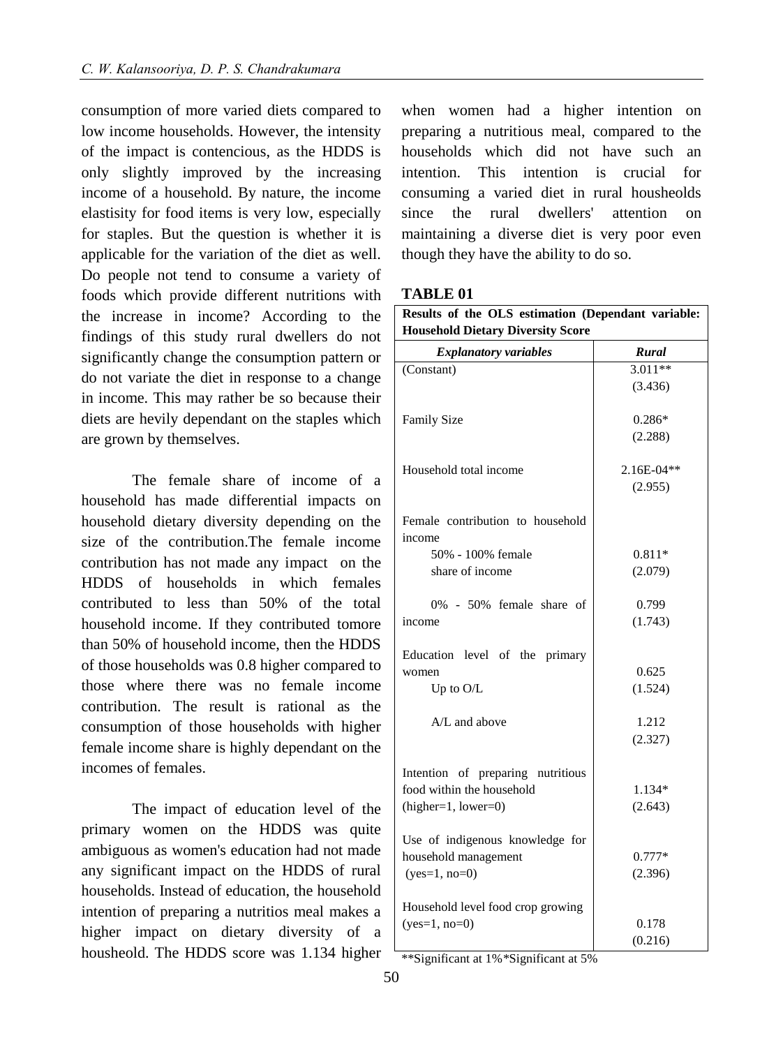consumption of more varied diets compared to low income households. However, the intensity of the impact is contencious, as the HDDS is only slightly improved by the increasing income of a household. By nature, the income elastisity for food items is very low, especially for staples. But the question is whether it is applicable for the variation of the diet as well. Do people not tend to consume a variety of foods which provide different nutritions with the increase in income? According to the findings of this study rural dwellers do not significantly change the consumption pattern or do not variate the diet in response to a change in income. This may rather be so because their diets are hevily dependant on the staples which are grown by themselves.

The female share of income of a household has made differential impacts on household dietary diversity depending on the size of the contribution.The female income contribution has not made any impact on the HDDS of households in which females contributed to less than 50% of the total household income. If they contributed tomore than 50% of household income, then the HDDS of those households was 0.8 higher compared to those where there was no female income contribution. The result is rational as the consumption of those households with higher female income share is highly dependant on the incomes of females.

The impact of education level of the primary women on the HDDS was quite ambiguous as women's education had not made any significant impact on the HDDS of rural households. Instead of education, the household intention of preparing a nutritios meal makes a higher impact on dietary diversity of a housheold. The HDDS score was 1.134 higher when women had a higher intention on preparing a nutritious meal, compared to the households which did not have such an intention. This intention is crucial for consuming a varied diet in rural housheolds since the rural dwellers' attention on maintaining a diverse diet is very poor even though they have the ability to do so.

**TABLE 01**

**Results of the OLS estimation (Dependant variable: Household Dietary Diversity Score**

| ***Explanatory variables*** | ***Rural*** |
|---|---|
| (Constant) | 3.011** (3.436) |
| Family Size | 0.286* (2.288) |
| Household total income | 2.16E-04** (2.955) |
| Female contribution to household income | |
| 50% - 100% female share of income | 0.811* (2.079) |
| 0% - 50% female share of income | 0.799 (1.743) |
| Education level of the primary women | |
| Up to O/L | 0.625 (1.524) |
| A/L and above | 1.212 (2.327) |
| Intention of preparing nutritious food within the household (higher=1, lower=0) | 1.134* (2.643) |
| Use of indigenous knowledge for household management (yes=1, no=0) | 0.777* (2.396) |
| Household level food crop growing (yes=1, no=0) | 0.178 (0.216) |

**Significant at 1%*Significant at 5%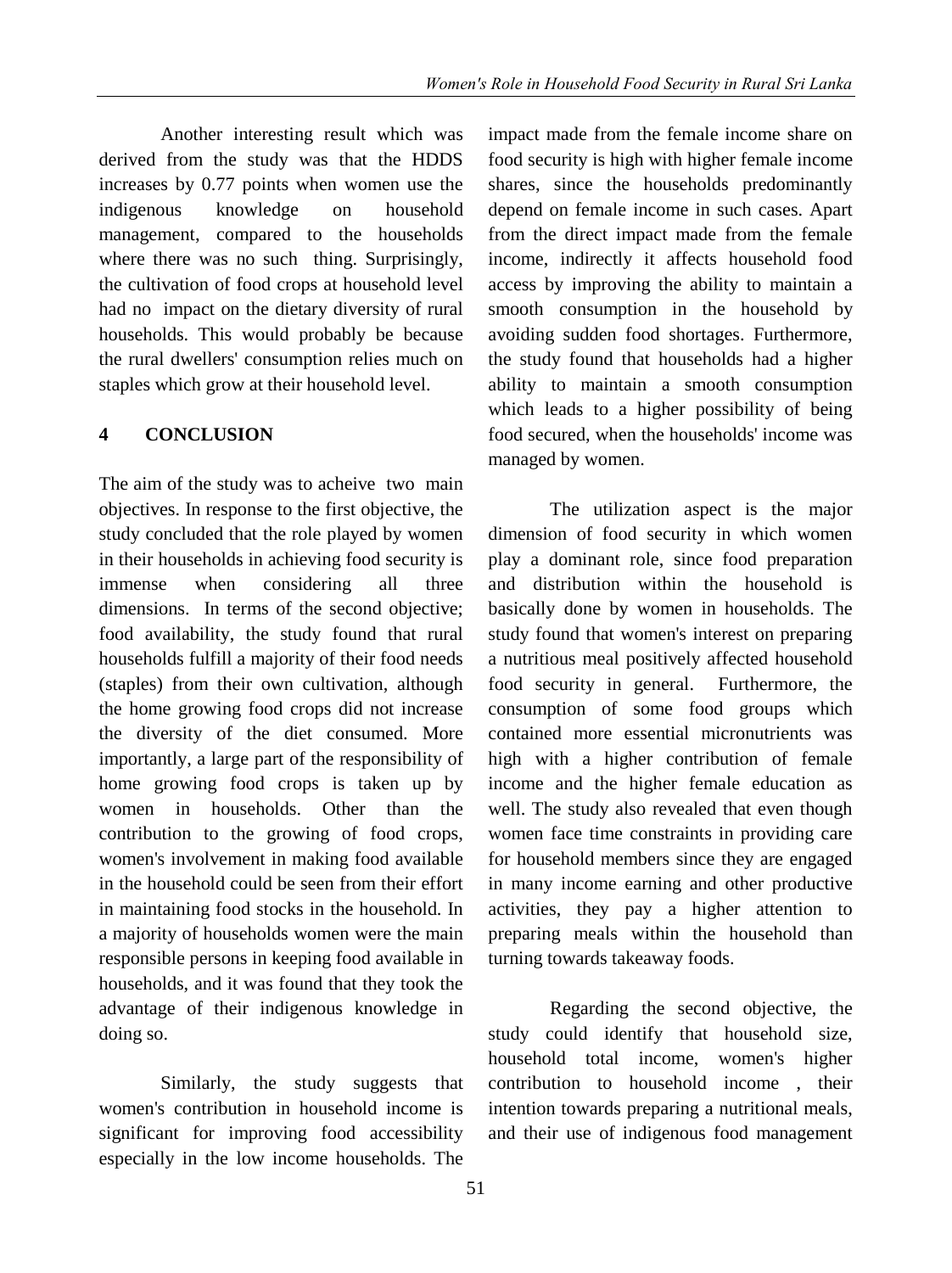Another interesting result which was derived from the study was that the HDDS increases by 0.77 points when women use the indigenous knowledge on household management, compared to the households where there was no such thing. Surprisingly, the cultivation of food crops at household level had no impact on the dietary diversity of rural households. This would probably be because the rural dwellers' consumption relies much on staples which grow at their household level.

## 4 CONCLUSION

The aim of the study was to acheive two main objectives. In response to the first objective, the study concluded that the role played by women in their households in achieving food security is immense when considering all three dimensions. In terms of the second objective; food availability, the study found that rural households fulfill a majority of their food needs (staples) from their own cultivation, although the home growing food crops did not increase the diversity of the diet consumed. More importantly, a large part of the responsibility of home growing food crops is taken up by women in households. Other than the contribution to the growing of food crops, women's involvement in making food available in the household could be seen from their effort in maintaining food stocks in the household. In a majority of households women were the main responsible persons in keeping food available in households, and it was found that they took the advantage of their indigenous knowledge in doing so.

Similarly, the study suggests that women's contribution in household income is significant for improving food accessibility especially in the low income households. The impact made from the female income share on food security is high with higher female income shares, since the households predominantly depend on female income in such cases. Apart from the direct impact made from the female income, indirectly it affects household food access by improving the ability to maintain a smooth consumption in the household by avoiding sudden food shortages. Furthermore, the study found that households had a higher ability to maintain a smooth consumption which leads to a higher possibility of being food secured, when the households' income was managed by women.

The utilization aspect is the major dimension of food security in which women play a dominant role, since food preparation and distribution within the household is basically done by women in households. The study found that women's interest on preparing a nutritious meal positively affected household food security in general. Furthermore, the consumption of some food groups which contained more essential micronutrients was high with a higher contribution of female income and the higher female education as well. The study also revealed that even though women face time constraints in providing care for household members since they are engaged in many income earning and other productive activities, they pay a higher attention to preparing meals within the household than turning towards takeaway foods.

Regarding the second objective, the study could identify that household size, household total income, women's higher contribution to household income , their intention towards preparing a nutritional meals, and their use of indigenous food management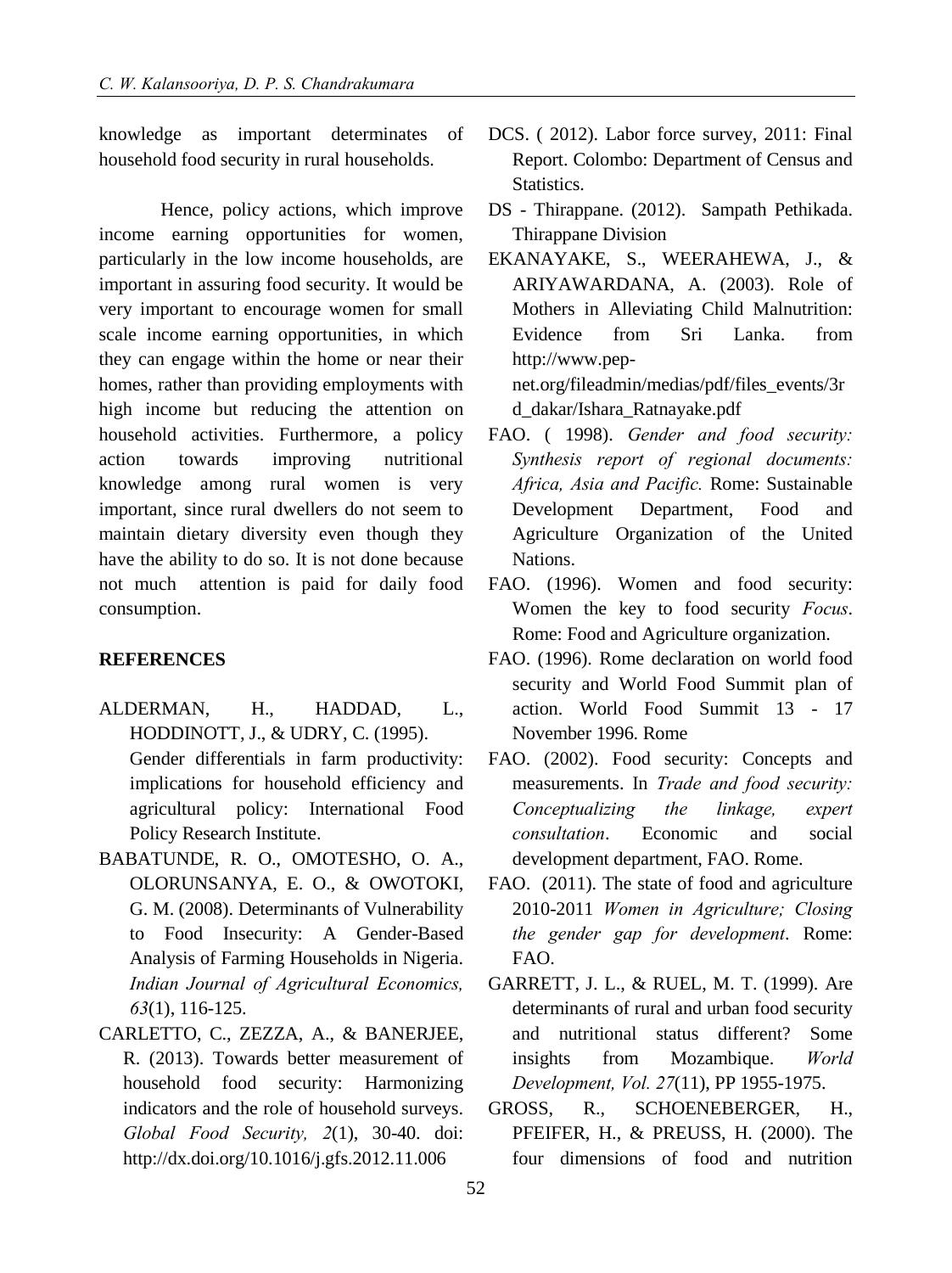knowledge as important determinates of household food security in rural households.

Hence, policy actions, which improve income earning opportunities for women, particularly in the low income households, are important in assuring food security. It would be very important to encourage women for small scale income earning opportunities, in which they can engage within the home or near their homes, rather than providing employments with high income but reducing the attention on household activities. Furthermore, a policy action towards improving nutritional knowledge among rural women is very important, since rural dwellers do not seem to maintain dietary diversity even though they have the ability to do so. It is not done because not much attention is paid for daily food consumption.

## REFERENCES

ALDERMAN, H., HADDAD, L., HODDINOTT, J., & UDRY, C. (1995). Gender differentials in farm productivity: implications for household efficiency and agricultural policy: International Food Policy Research Institute.

BABATUNDE, R. O., OMOTESHO, O. A., OLORUNSANYA, E. O., & OWOTOKI, G. M. (2008). Determinants of Vulnerability to Food Insecurity: A Gender-Based Analysis of Farming Households in Nigeria. *Indian Journal of Agricultural Economics, 63*(1), 116-125.

CARLETTO, C., ZEZZA, A., & BANERJEE, R. (2013). Towards better measurement of household food security: Harmonizing indicators and the role of household surveys. *Global Food Security, 2*(1), 30-40. doi: http://dx.doi.org/10.1016/j.gfs.2012.11.006

DCS. ( 2012). Labor force survey, 2011: Final Report. Colombo: Department of Census and Statistics.

DS - Thirappane. (2012). Sampath Pethikada. Thirappane Division

EKANAYAKE, S., WEERAHEWA, J., & ARIYAWARDANA, A. (2003). Role of Mothers in Alleviating Child Malnutrition: Evidence from Sri Lanka. from http://www.pep-net.org/fileadmin/medias/pdf/files_events/3rd_dakar/Ishara_Ratnayake.pdf

FAO. ( 1998). *Gender and food security: Synthesis report of regional documents: Africa, Asia and Pacific.* Rome: Sustainable Development Department, Food and Agriculture Organization of the United Nations.

FAO. (1996). Women and food security: Women the key to food security *Focus*. Rome: Food and Agriculture organization.

FAO. (1996). Rome declaration on world food security and World Food Summit plan of action. World Food Summit 13 - 17 November 1996. Rome

FAO. (2002). Food security: Concepts and measurements. In *Trade and food security: Conceptualizing the linkage, expert consultation*. Economic and social development department, FAO. Rome.

FAO. (2011). The state of food and agriculture 2010-2011 *Women in Agriculture; Closing the gender gap for development*. Rome: FAO.

GARRETT, J. L., & RUEL, M. T. (1999). Are determinants of rural and urban food security and nutritional status different? Some insights from Mozambique. *World Development, Vol. 27*(11), PP 1955-1975.

GROSS, R., SCHOENEBERGER, H., PFEIFER, H., & PREUSS, H. (2000). The four dimensions of food and nutrition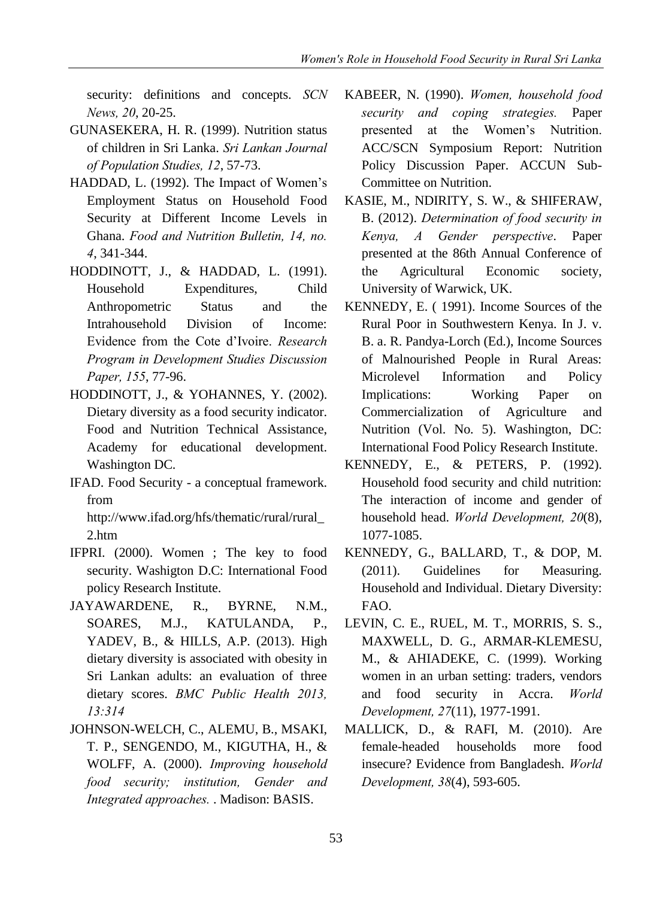security: definitions and concepts. *SCN News, 20*, 20-25.

GUNASEKERA, H. R. (1999). Nutrition status of children in Sri Lanka. *Sri Lankan Journal of Population Studies, 12*, 57-73.

HADDAD, L. (1992). The Impact of Women's Employment Status on Household Food Security at Different Income Levels in Ghana. *Food and Nutrition Bulletin, 14, no. 4*, 341-344.

HODDINOTT, J., & HADDAD, L. (1991). Household Expenditures, Child Anthropometric Status and the Intrahousehold Division of Income: Evidence from the Cote d'Ivoire. *Research Program in Development Studies Discussion Paper, 155*, 77-96.

HODDINOTT, J., & YOHANNES, Y. (2002). Dietary diversity as a food security indicator. Food and Nutrition Technical Assistance, Academy for educational development. Washington DC.

IFAD. Food Security - a conceptual framework. from http://www.ifad.org/hfs/thematic/rural/rural_2.htm

IFPRI. (2000). Women ; The key to food security. Washigton D.C: International Food policy Research Institute.

JAYAWARDENE, R., BYRNE, N.M., SOARES, M.J., KATULANDA, P., YADEV, B., & HILLS, A.P. (2013). High dietary diversity is associated with obesity in Sri Lankan adults: an evaluation of three dietary scores. *BMC Public Health 2013, 13:314*

JOHNSON-WELCH, C., ALEMU, B., MSAKI, T. P., SENGENDO, M., KIGUTHA, H., & WOLFF, A. (2000). *Improving household food security; institution, Gender and Integrated approaches.* . Madison: BASIS.

KABEER, N. (1990). *Women, household food security and coping strategies.* Paper presented at the Women's Nutrition. ACC/SCN Symposium Report: Nutrition Policy Discussion Paper. ACCUN Sub-Committee on Nutrition.

KASIE, M., NDIRITY, S. W., & SHIFERAW, B. (2012). *Determination of food security in Kenya, A Gender perspective*. Paper presented at the 86th Annual Conference of the Agricultural Economic society, University of Warwick, UK.

KENNEDY, E. ( 1991). Income Sources of the Rural Poor in Southwestern Kenya. In J. v. B. a. R. Pandya-Lorch (Ed.), Income Sources of Malnourished People in Rural Areas: Microlevel Information and Policy Implications: Working Paper on Commercialization of Agriculture and Nutrition (Vol. No. 5). Washington, DC: International Food Policy Research Institute.

KENNEDY, E., & PETERS, P. (1992). Household food security and child nutrition: The interaction of income and gender of household head. *World Development, 20*(8), 1077-1085.

KENNEDY, G., BALLARD, T., & DOP, M. (2011). Guidelines for Measuring. Household and Individual. Dietary Diversity: FAO.

LEVIN, C. E., RUEL, M. T., MORRIS, S. S., MAXWELL, D. G., ARMAR-KLEMESU, M., & AHIADEKE, C. (1999). Working women in an urban setting: traders, vendors and food security in Accra. *World Development, 27*(11), 1977-1991.

MALLICK, D., & RAFI, M. (2010). Are female-headed households more food insecure? Evidence from Bangladesh. *World Development, 38*(4), 593-605.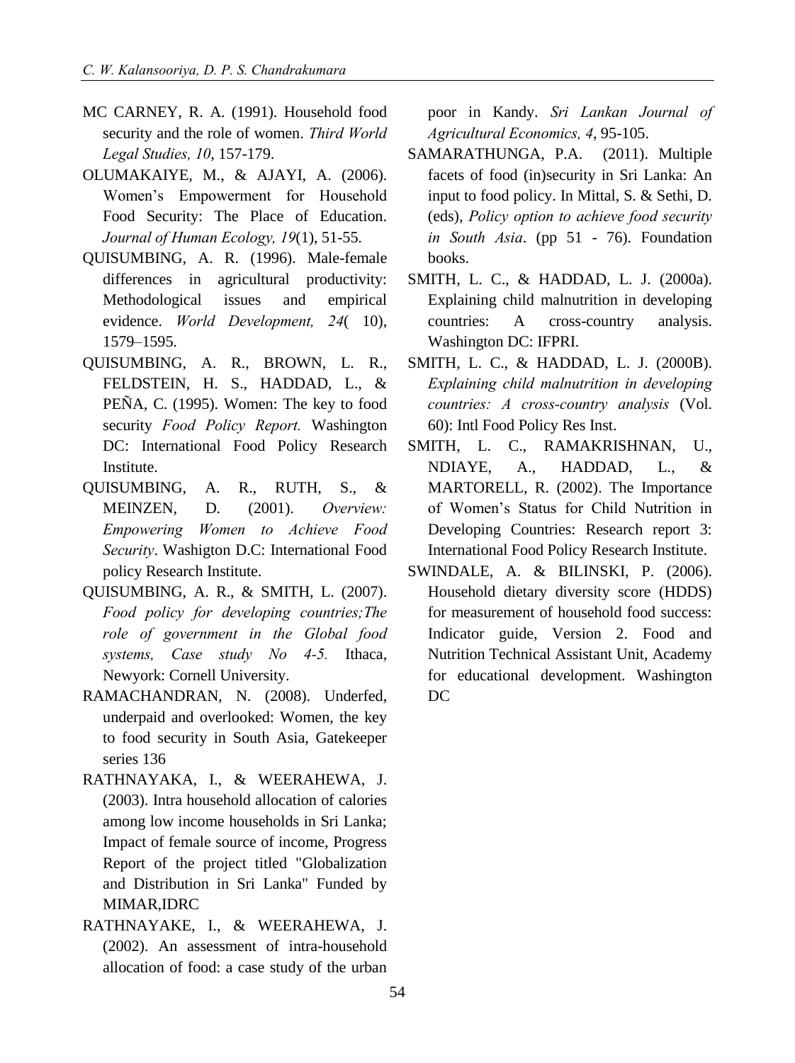MC CARNEY, R. A. (1991). Household food security and the role of women. *Third World Legal Studies, 10*, 157-179.

OLUMAKAIYE, M., & AJAYI, A. (2006). Women's Empowerment for Household Food Security: The Place of Education. *Journal of Human Ecology, 19*(1), 51-55.

QUISUMBING, A. R. (1996). Male-female differences in agricultural productivity: Methodological issues and empirical evidence. *World Development, 24*( 10), 1579–1595.

QUISUMBING, A. R., BROWN, L. R., FELDSTEIN, H. S., HADDAD, L., & PEÑA, C. (1995). Women: The key to food security *Food Policy Report.* Washington DC: International Food Policy Research Institute.

QUISUMBING, A. R., RUTH, S., & MEINZEN, D. (2001). *Overview: Empowering Women to Achieve Food Security*. Washigton D.C: International Food policy Research Institute.

QUISUMBING, A. R., & SMITH, L. (2007). *Food policy for developing countries;The role of government in the Global food systems, Case study No 4-5.* Ithaca, Newyork: Cornell University.

RAMACHANDRAN, N. (2008). Underfed, underpaid and overlooked: Women, the key to food security in South Asia, Gatekeeper series 136

RATHNAYAKA, I., & WEERAHEWA, J. (2003). Intra household allocation of calories among low income households in Sri Lanka; Impact of female source of income, Progress Report of the project titled "Globalization and Distribution in Sri Lanka" Funded by MIMAR,IDRC

RATHNAYAKE, I., & WEERAHEWA, J. (2002). An assessment of intra-household allocation of food: a case study of the urban poor in Kandy. *Sri Lankan Journal of Agricultural Economics, 4*, 95-105.

SAMARATHUNGA, P.A. (2011). Multiple facets of food (in)security in Sri Lanka: An input to food policy. In Mittal, S. & Sethi, D. (eds), *Policy option to achieve food security in South Asia*. (pp 51 - 76). Foundation books.

SMITH, L. C., & HADDAD, L. J. (2000a). Explaining child malnutrition in developing countries: A cross-country analysis. Washington DC: IFPRI.

SMITH, L. C., & HADDAD, L. J. (2000B). *Explaining child malnutrition in developing countries: A cross-country analysis* (Vol. 60): Intl Food Policy Res Inst.

SMITH, L. C., RAMAKRISHNAN, U., NDIAYE, A., HADDAD, L., & MARTORELL, R. (2002). The Importance of Women's Status for Child Nutrition in Developing Countries: Research report 3: International Food Policy Research Institute.

SWINDALE, A. & BILINSKI, P. (2006). Household dietary diversity score (HDDS) for measurement of household food success: Indicator guide, Version 2. Food and Nutrition Technical Assistant Unit, Academy for educational development. Washington DC